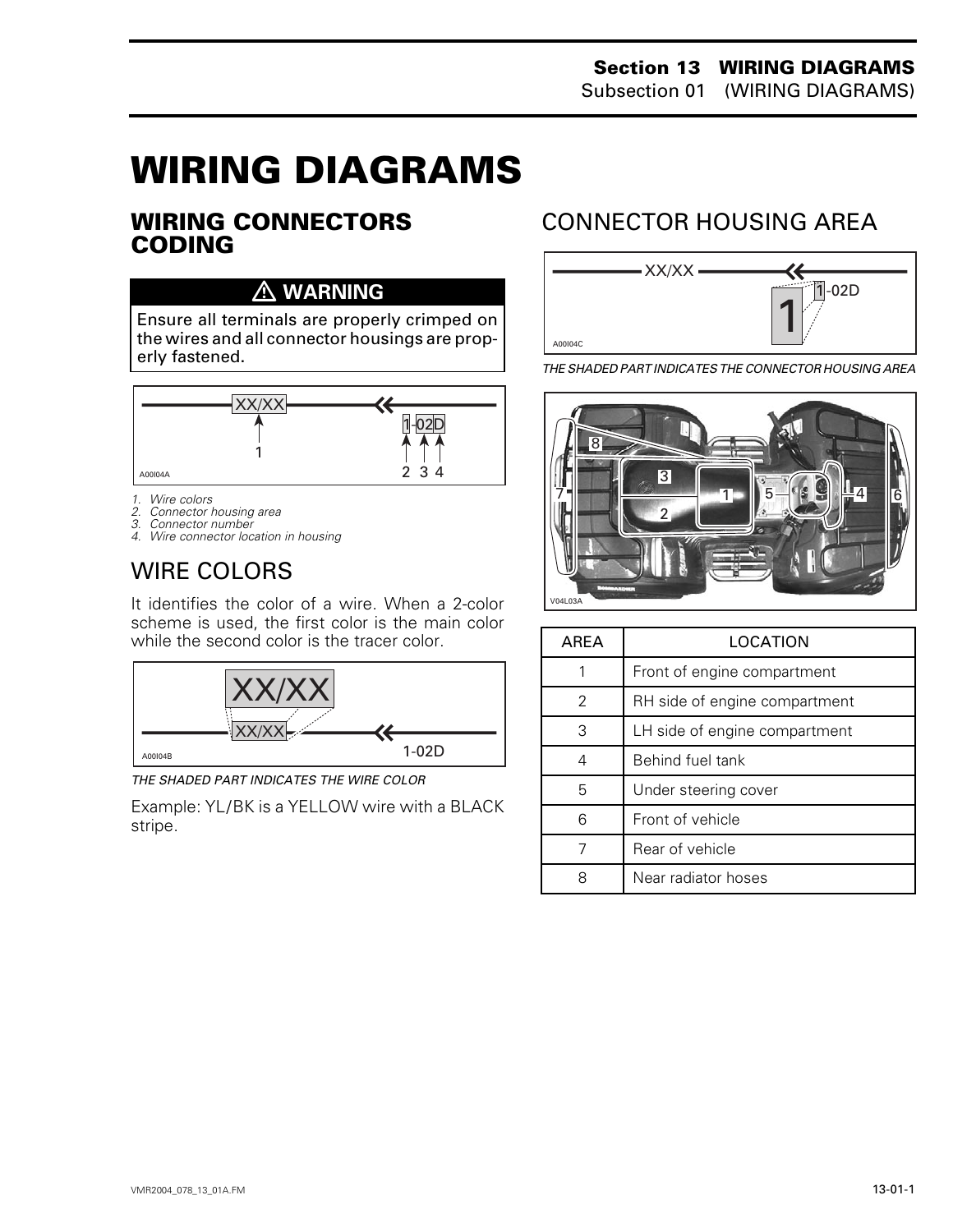# WIRING DIAGRAMS

## WIRING CONNECTORS CODING

⚠ **WARNING**

Ensure all terminals are properly crimped on the wires and all connector housings are properly fastened.

1. *Wire colors*
2. *Connector housing area*
3. *Connector number*
4. *Wire connector location in housing*

## WIRE COLORS

It identifies the color of a wire. When a 2-color scheme is used, the first color is the main color while the second color is the tracer color.

*THE SHADED PART INDICATES THE WIRE COLOR*

Example: YL/BK is a YELLOW wire with a BLACK stripe.

## CONNECTOR HOUSING AREA

*THE SHADED PART INDICATES THE CONNECTOR HOUSING AREA*

| AREA | LOCATION |
|---|---|
| 1 | Front of engine compartment |
| 2 | RH side of engine compartment |
| 3 | LH side of engine compartment |
| 4 | Behind fuel tank |
| 5 | Under steering cover |
| 6 | Front of vehicle |
| 7 | Rear of vehicle |
| 8 | Near radiator hoses |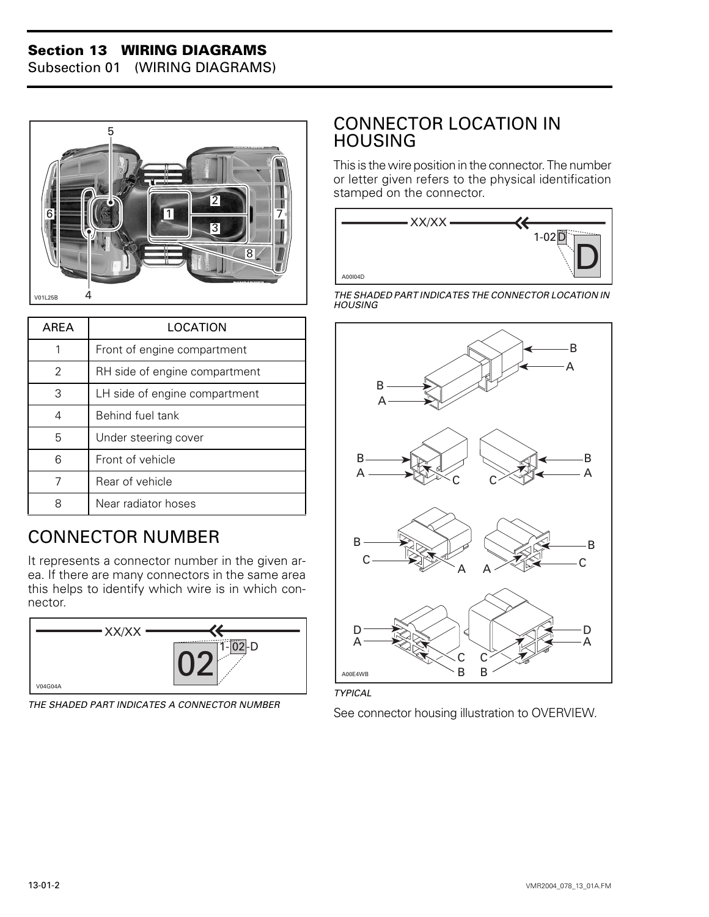| AREA | LOCATION |
| --- | --- |
| 1 | Front of engine compartment |
| 2 | RH side of engine compartment |
| 3 | LH side of engine compartment |
| 4 | Behind fuel tank |
| 5 | Under steering cover |
| 6 | Front of vehicle |
| 7 | Rear of vehicle |
| 8 | Near radiator hoses |

## CONNECTOR NUMBER

It represents a connector number in the given area. If there are many connectors in the same area this helps to identify which wire is in which connector.

*THE SHADED PART INDICATES A CONNECTOR NUMBER*

## CONNECTOR LOCATION IN HOUSING

This is the wire position in the connector. The number or letter given refers to the physical identification stamped on the connector.

*THE SHADED PART INDICATES THE CONNECTOR LOCATION IN HOUSING*

*TYPICAL*

See connector housing illustration to OVERVIEW.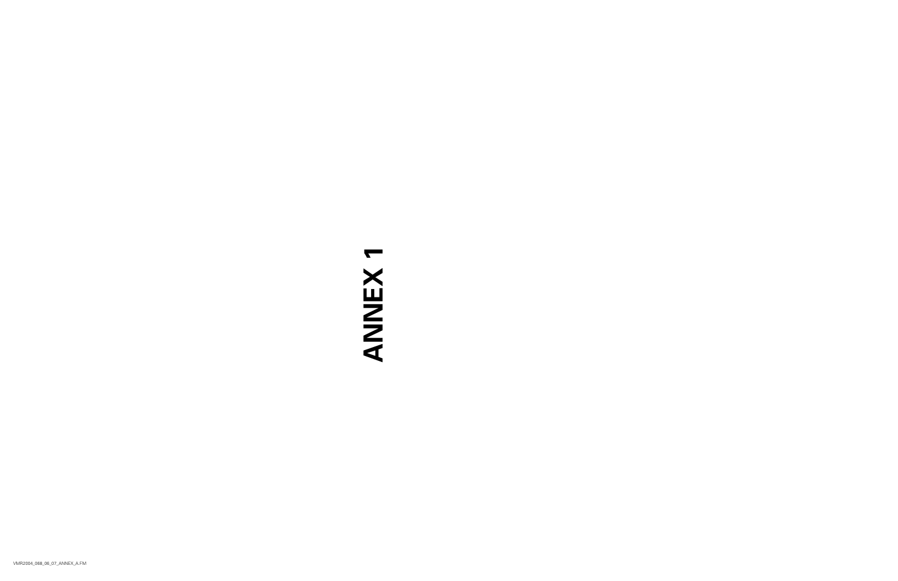# ANNEX 1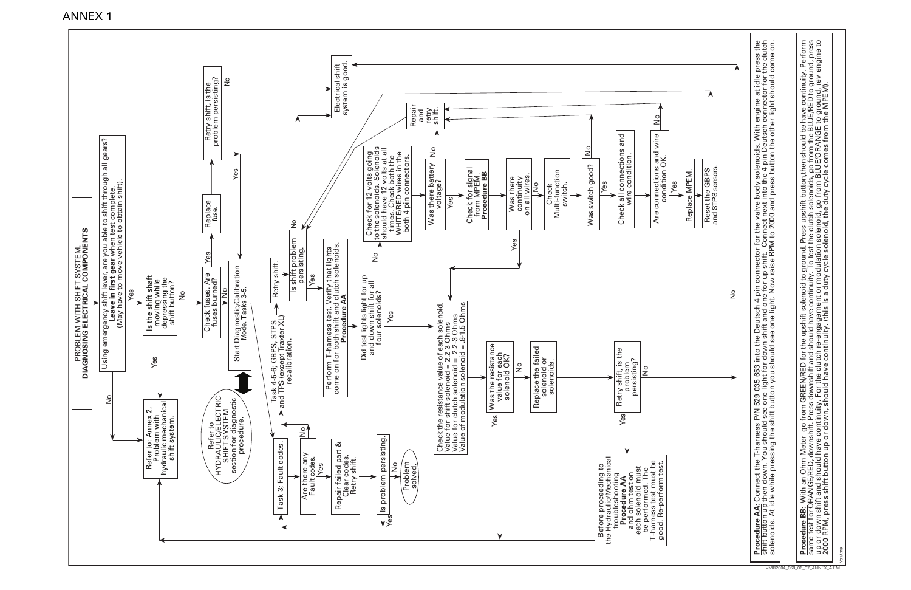ANNEX 1

PROBLEM WITH SHIFT SYSTEM,
**DIAGNOSING ELECTRICAL COMPONENTS**

Using emergency shift lever, are you able to shift through all gears? **Leave in first gear** when test complete. (May have to move vehicle to obtain shift).

No

Yes

Refer to: Annex 2, Problem with hydraulic mechanical shift system.

Yes

Is the shift shaft moving while depressing the shift button?

No

Check fuses. Are fuses burned?

Yes

Replace fuse.

Retry shift, is the problem persisting?

No

Electrical shift system is good.

Yes

No

Start Diagnostic/Calibration Mode. Tasks 3-5.

Refer to HYDRAULIC/ELECTRIC SHIFT SYSTEM section for diagnostic procedure.

Task 4-5-6; GBPS, STPS and TPS (except Traxter XL) recalibration.

Retry shift.

Is shift problem persisting.

No

Yes

Perform T-harness test. Verify that lights come on for both shift and clutch solenoids. **Procedure AA**

Did test lights light for up and down shift for all four solenoids?

No

Check for 12 volts going to the solenoids. Solenoids should have 12 volts at all times. Check both the WHITE/RED wires in the both 4 pin connectors.

Was there battery voltage?

No

Repair and retry shift.

Yes

Check for signal from MPEM. **Procedure BB**

Was there continuity on all wires.

No

Yes

Check Multi-function switch.

Was switch good?

No

Yes

Check all connections and wire condition.

Are connections and wire condition OK.

No

Yes

Replace MPEM.

Reset the GBPS and STPS sensors.

Yes

Check the resistance value of each solenoid.
Value for shift solenoid = 2.2-3 Ohms
Value for clutch solenoid = 2.2-3 Ohms
Value of modulation solenoid = .8-1.5 Ohms

Was the resistance value for each solenoid OK?

No

Replace the failed solenoid or solenoids.

Retry shift, is the problem persisting?

No

Yes

Yes

Before proceeding to the Hydraulic/Mechanical troubleshooting **Procedure AA** and ohm test on each solenoid must be performed. The T-harness test must be good. Re-perform test.

Task 3: Fault codes.

Are there any Fault codes.

No

Yes

Repair failed part & Clear codes. Retry shift.

Is problem persisting.

No

Problem solved.

Yes

**Procedure AA:** Connect the T-harness P/N 529 035 653 into the Deutsch 4 pin connector for the valve body solenoids. With engine at idle press the shift button up then down. You should see one light for down shift and one for up shift. Connect next into the 4 pin Deutsch connector for the clutch solenoids. At idle while pressing the shift button you should see one light. Now raise RPM to 2000 and press button the other light should come on.

**Procedure BB:** With an Ohm Meter go from GREEN/RED for the upshift solenoid to ground. Press upshift button,then should be have continuity. Perform same test for ORANGE/RED, downshift. Press downshift and should have continuity. To test the clutch solenoids, go from the BLUE/RED to ground, press up or down shift and should have continuity. For the clutch re-engagement or modulation solenoid, go from BLUE/ORANGE to ground, rev engine to 2000 RPM, press shift button up or down, should have continuity. (this is a duty cycle solenoid, the duty cycle comes from the MPEM).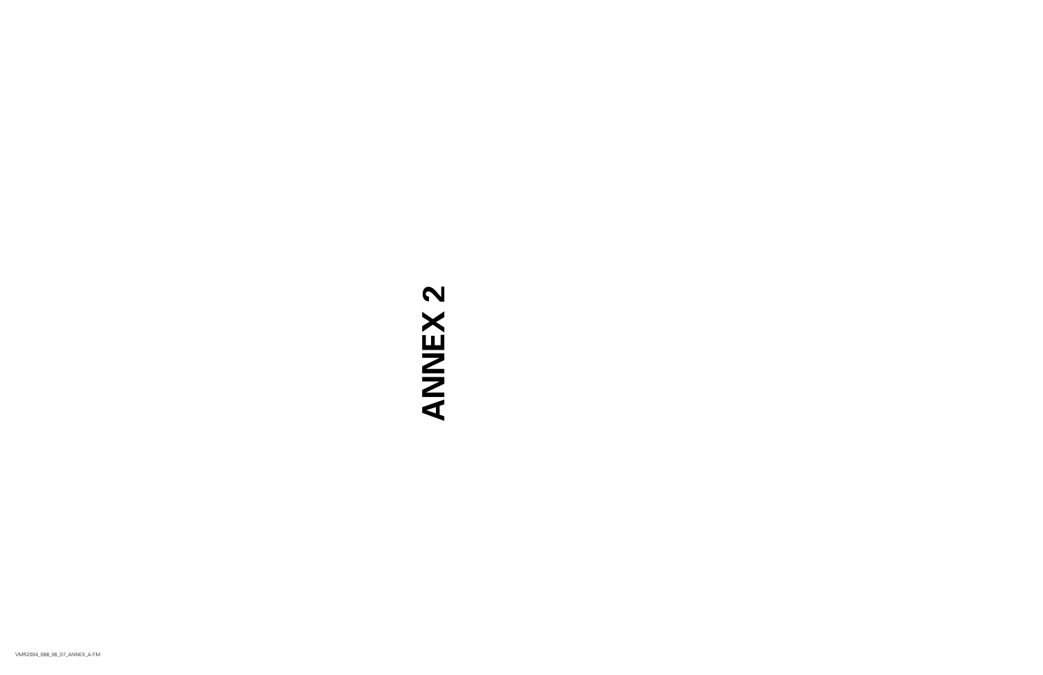# ANNEX 2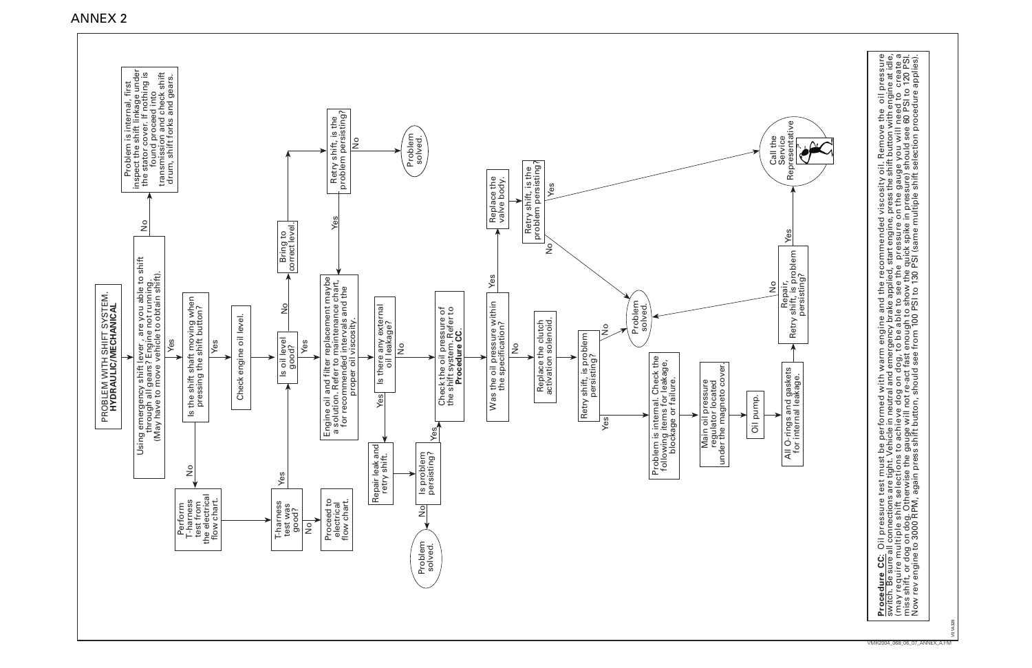ANNEX 2

PROBLEM WITH SHIFT SYSTEM.
**HYDRAULIC/MECHANICAL**

Using emergency shift lever, are you able to shift through all gears? Engine not running. (May have to move vehicle to obtain shift).

No

Problem is internal, first inspect the shift linkage under the stator cover. If nothing is found proceed into transmission and check shift drum, shift forks and gears.

Yes

Is the shift shaft moving when pressing the shift button?

No

Perform T-harness test from the electrical flow chart.

T-harness test was good?

No

Proceed to electrical flow chart.

Yes

Yes

Check engine oil level.

Is oil level good?

No

Bring to correct level.

Retry shift, is the problem persisting?

No

Problem solved.

Yes

Yes

Engine oil and filter replacement maybe a solution. Refer to maintenance chart, for recommended intervals and the proper oil viscosity.

Is there any external oil leakage?

Yes

Repair leak and retry shift.

Is problem persisting?

No

Problem solved.

Yes

No

Check the oil pressure of the shift system. Refer to **Procedure CC**.

Was the oil pressure within the specification?

Yes

Replace the valve body.

Retry shift, is the problem persisting?

Yes

Call the Service Representative

No

Problem solved.

No

Replace the clutch activation solenoid.

Retry shift, is problem persisting?

No

Problem solved.

Yes

Problem is internal. Check the following items for leakage, blockage or failure.

Main oil pressure regulator located under the magneto cover.

Oil pump.

All O-rings and gaskets for internal leakage.

Repair, Retry shift, is problem persisting?

No

Problem solved.

Yes

Call the Service Representative

**Procedure CC**: Oil pressure test must be performed with warm engine and the recommended viscosity oil. Remove the oil pressure switch. Be sure all connections are tight. Vehicle in neutral and emergency brake applied, start engine, press the shift button with engine at idle, (may require multiple shift selections to achieve dog on dog, to be able to see the pressure on the gauge you will need to create a miss shift, or dog on dog. Otherwise the gauge will not re-act fast enough to show the quick spike in pressure) should see 60 PSI to 120 PSI. Now rev engine to 3000 RPM, again press shift button, should see from 100 PSI to 130 PSI (same multiple shift selection procedure applies).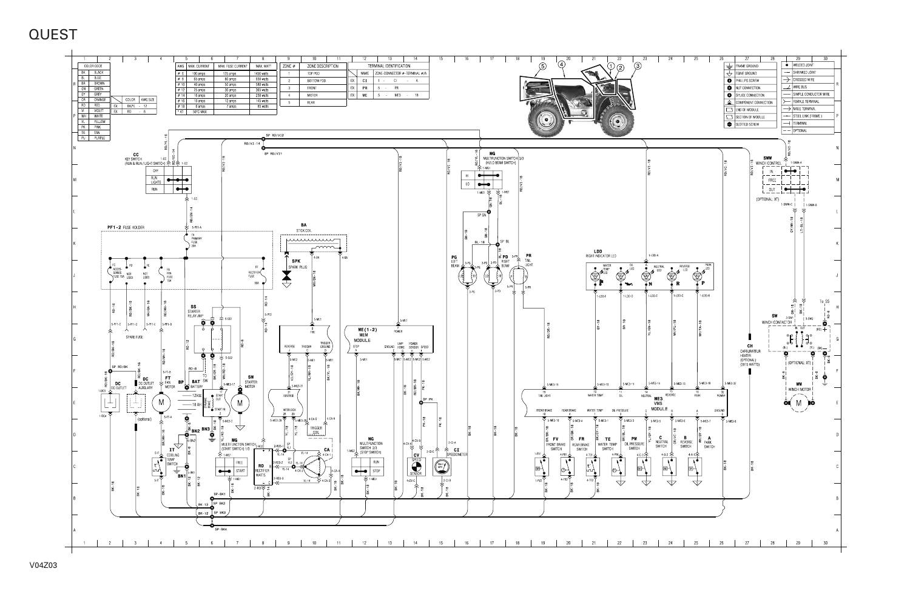# QUEST

| COLOR CODE | |
|---|---|
| BK | BLACK |
| BL | BLUE |
| BR | BROWN |
| GN | GREEN |
| GY | GREY |
| OR | ORANGE |
| RD | RED |
| VI | VIOLET |
| WH | WHITE |
| YL | YELLOW |
| PK | PINK |
| TA | TAN |
| PU | PURPLE |

| | COLOR | AWG SIZE |
|---|---|---|
| EX | BK/YL | - 12 |
| EX | RD | - 6 |

| AWG | MAX. CURRENT | MAX. FUSE CURRENT | MAX. WATT |
|---|---|---|---|
| # 6 | 100 amps | 125 amps | 1450 watts |
| # 8 | 65 amps | 80 amps | 930 watts |
| # 10 | 40 amps | 50 amps | 580 watts |
| # 12 | 25 amps | 30 amps | 365 watts |
| # 14 | 16 amps | 20 amps | 230 watts |
| # 16 | 10 amps | 12 amps | 145 watts |
| # 18 | 6 amps | 7 amps | 85 watts |
| * AT | 50°C MAX | | |

| ZONE # | ZONE DESCRIPTION |
|---|---|
| 1 | TOP POD |
| 2 | BOTTOM POD |
| 3 | FRONT |
| 4 | MOTOR |
| 5 | REAR |

| | TERMINAL IDENTIFICATION | |
|---|---|---|
| | NAME | ZONE-CONNECTOR # -TERMINAL #/A |
| EX | CI | 1 - CI - A |
| EX | PR | 5 - PR |
| EX | ME | 5 - ME3 - 18 |

| | |
|---|---|
| FRAME GROUND | WELDED JOINT |
| EGINE GROUND | SHRINKED JOINT |
| PHILLIPS SCREW | CROSSED WIRE |
| NUT CONNECTION | WIRE BUS |
| SPLICE CONNECTION | SIMPLE CONDUCTOR WIRE |
| COMPONENT CONNECTION | FEMALE TERMINAL |
| END OF MODULE | MALE TERMINAL |
| SECTION OF MODULE | STEEL LINK (FRAME) |
| SLOTTED SCREW | TERMINAL |
| | OPTIONAL |

CC KEY SWITCH (RUN & RUN / LIGHT SWITCH) — OFF, RUN LIGHTS, RUN

PF1-2 FUSE HOLDER — FC ACCESSORIES FUSE 15A; FD NOT USED; FE NOT USED; FB FAN FUSE 15A; FA PRIMARY FUSE 30A; FF RECTIFIER FUSE 30A

SPARE FUSE

SS STARTER RELAY (MP)

BA STICK COIL

SPK SPARK PLUG

ME(1-2) MEM MODULE — REVERSE, TRIGGER, TRIGGER GROUND, STOP, GROUND, LMP HOME, POWER SENSOR, SPEED, POWER

NG MULTIFUNCTION SWITCH (HI/LO BEAM SWITCH) 3/3 — HI, LO

PG LEFT BEAM

PD RIGHT BEAM

PR TAIL LIGHT

LDD RIGHT INDICATOR LED — WATER TEMP LED, OIL LED, NEUTRAL LED, REVERSE LED, PARK LED

SWW WINCH CONTROL (OPTIONAL, XT) — IN, FREE, OUT

SW WINCH CONTACTOR (OPTIONAL: XT)

CH CARBURATEUR HEATER (OPTIONAL) (2X15 WATTS)

WM WINCH MOTOR

DC DC OUTLET

DC DC OUTLET AUXILIARY (optional)

FT FAN MOTOR

BP BATTERY 12Vdc 18 AH

SM STARTER MOTOR

IT COOLING TEMP SWITCH

NG MULTIFUNCTION SWITCH (START SWITCH) 1/2 — FREE, START

RD RECTIFIER WATTS

CA

NG MULTIFUNCTION SWITCH 2/3 (STOP SWITCH) — RUN, STOP

CV SPEED SENSOR

CI SPEEDOMETER

ME3 VMS MODULE — TAIL LIGHT, WATER TEMP, OIL, NEUTRAL, REVERSE, PARK, POWER, FRONT BRAKE, REAR BRAKE, WATER TEMP, OIL PRESSURE, GROUND

FV FRONT BRAKE SWITCH

FR REAR BRAKE SWITCH

TE WATER TEMP SWITCH

PM OIL PRESSURE SWITCH

C NEUTRAL SWITCH

B REVERSE SWITCH

A PARK SWITCH

V04Z03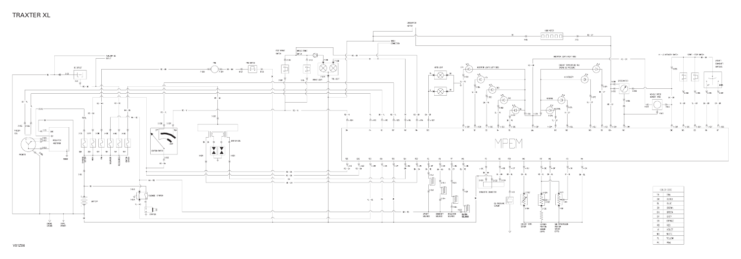# TRAXTER XL

MPEM

| COLOR CODE | |
|---|---|
| TN | TAN |
| BK | BLACK |
| BL | BLUE |
| BR | BROWN |
| GN | GREEN |
| GY | GREY |
| OR | ORANGE |
| RD | RED |
| VI | VIOLET |
| WH | WHITE |
| YL | YELLOW |
| PK | PINK |

V01Z06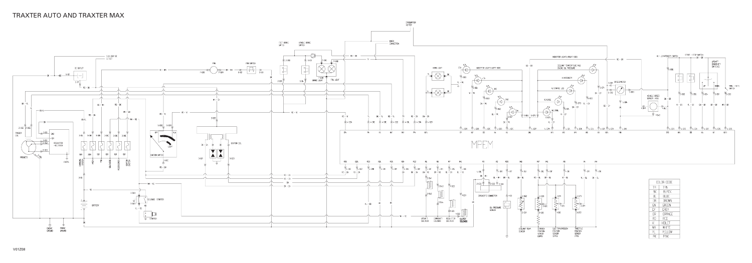# TRAXTER AUTO AND TRAXTER MAX

| COLOR CODE | |
| --- | --- |
| TN | TAN |
| BK | BLACK |
| BL | BLUE |
| BR | BROWN |
| GN | GREEN |
| GY | GREY |
| OR | ORANGE |
| RD | RED |
| V | VIOLET |
| WH | WHITE |
| YL | YELLOW |
| PK | PINK |

V01Z08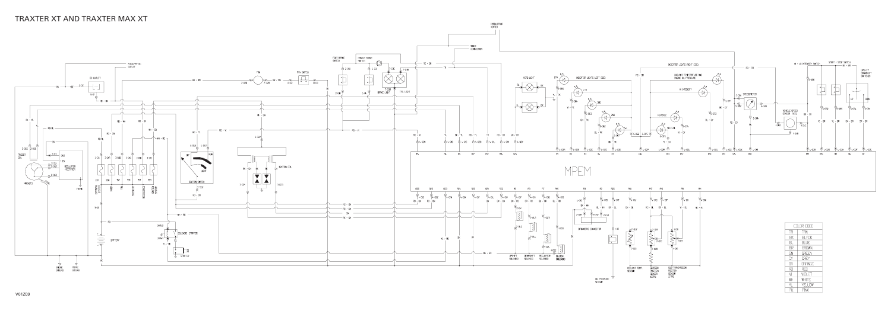# TRAXTER XT AND TRAXTER MAX XT

| COLOR CODE | |
|---|---|
| TN | TAN |
| BK | BLACK |
| BL | BLUE |
| BR | BROWN |
| GN | GREEN |
| GY | GREY |
| OR | ORANGE |
| RD | RED |
| VI | VIOLET |
| WH | WHITE |
| YL | YELLOW |
| PK | PINK |

V01Z09